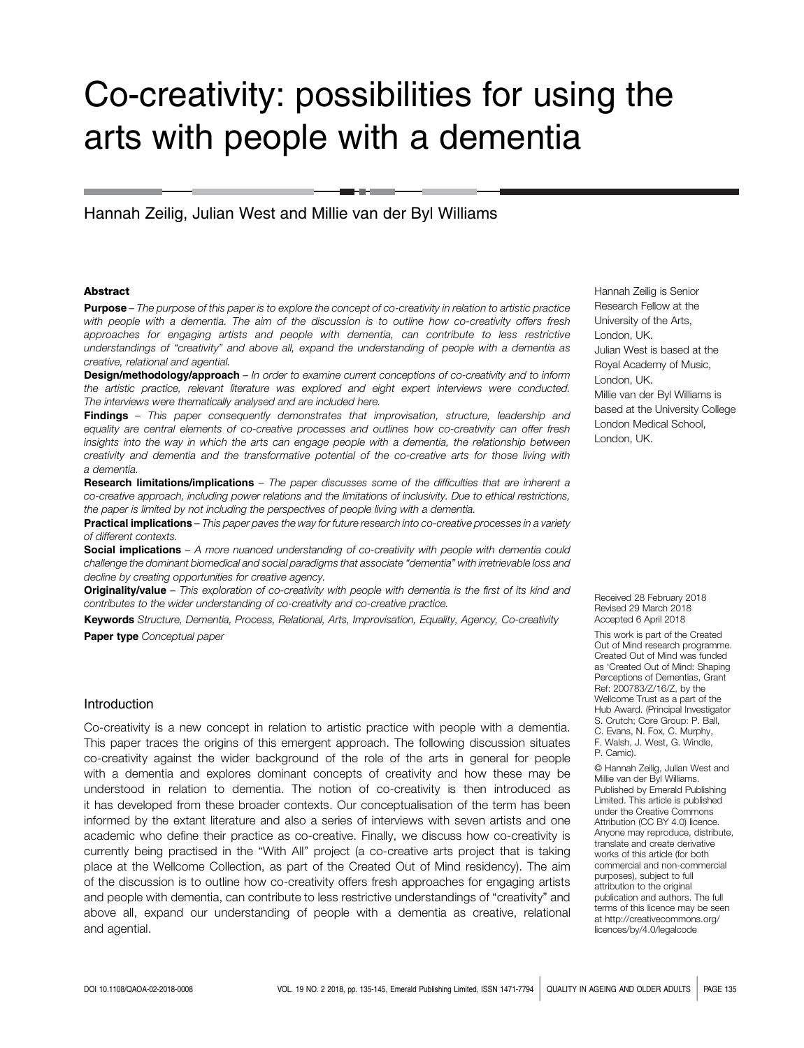# Co-creativity: possibilities for using the arts with people with a dementia

Hannah Zeilig, Julian West and Millie van der Byl Williams

Hannah Zeilig is Senior Research Fellow at the University of the Arts, London, UK.
Julian West is based at the Royal Academy of Music, London, UK.
Millie van der Byl Williams is based at the University College London Medical School, London, UK.

### Abstract

**Purpose** – *The purpose of this paper is to explore the concept of co-creativity in relation to artistic practice with people with a dementia. The aim of the discussion is to outline how co-creativity offers fresh approaches for engaging artists and people with dementia, can contribute to less restrictive understandings of "creativity" and above all, expand the understanding of people with a dementia as creative, relational and agential.*

**Design/methodology/approach** – *In order to examine current conceptions of co-creativity and to inform the artistic practice, relevant literature was explored and eight expert interviews were conducted. The interviews were thematically analysed and are included here.*

**Findings** – *This paper consequently demonstrates that improvisation, structure, leadership and equality are central elements of co-creative processes and outlines how co-creativity can offer fresh insights into the way in which the arts can engage people with a dementia, the relationship between creativity and dementia and the transformative potential of the co-creative arts for those living with a dementia.*

**Research limitations/implications** – *The paper discusses some of the difficulties that are inherent a co-creative approach, including power relations and the limitations of inclusivity. Due to ethical restrictions, the paper is limited by not including the perspectives of people living with a dementia.*

**Practical implications** – *This paper paves the way for future research into co-creative processes in a variety of different contexts.*

**Social implications** – *A more nuanced understanding of co-creativity with people with dementia could challenge the dominant biomedical and social paradigms that associate "dementia" with irretrievable loss and decline by creating opportunities for creative agency.*

**Originality/value** – *This exploration of co-creativity with people with dementia is the first of its kind and contributes to the wider understanding of co-creativity and co-creative practice.*

**Keywords** *Structure, Dementia, Process, Relational, Arts, Improvisation, Equality, Agency, Co-creativity*

**Paper type** *Conceptual paper*

Received 28 February 2018
Revised 29 March 2018
Accepted 6 April 2018

This work is part of the Created Out of Mind research programme. Created Out of Mind was funded as 'Created Out of Mind: Shaping Perceptions of Dementias, Grant Ref: 200783/Z/16/Z, by the Wellcome Trust as a part of the Hub Award. (Principal Investigator S. Crutch; Core Group: P. Ball, C. Evans, N. Fox, C. Murphy, F. Walsh, J. West, G. Windle, P. Camic).

© Hannah Zeilig, Julian West and Millie van der Byl Williams. Published by Emerald Publishing Limited. This article is published under the Creative Commons Attribution (CC BY 4.0) licence. Anyone may reproduce, distribute, translate and create derivative works of this article (for both commercial and non-commercial purposes), subject to full attribution to the original publication and authors. The full terms of this licence may be seen at http://creativecommons.org/licences/by/4.0/legalcode

## Introduction

Co-creativity is a new concept in relation to artistic practice with people with a dementia. This paper traces the origins of this emergent approach. The following discussion situates co-creativity against the wider background of the role of the arts in general for people with a dementia and explores dominant concepts of creativity and how these may be understood in relation to dementia. The notion of co-creativity is then introduced as it has developed from these broader contexts. Our conceptualisation of the term has been informed by the extant literature and also a series of interviews with seven artists and one academic who define their practice as co-creative. Finally, we discuss how co-creativity is currently being practised in the "With All" project (a co-creative arts project that is taking place at the Wellcome Collection, as part of the Created Out of Mind residency). The aim of the discussion is to outline how co-creativity offers fresh approaches for engaging artists and people with dementia, can contribute to less restrictive understandings of "creativity" and above all, expand our understanding of people with a dementia as creative, relational and agential.

DOI 10.1108/QAOA-02-2018-0008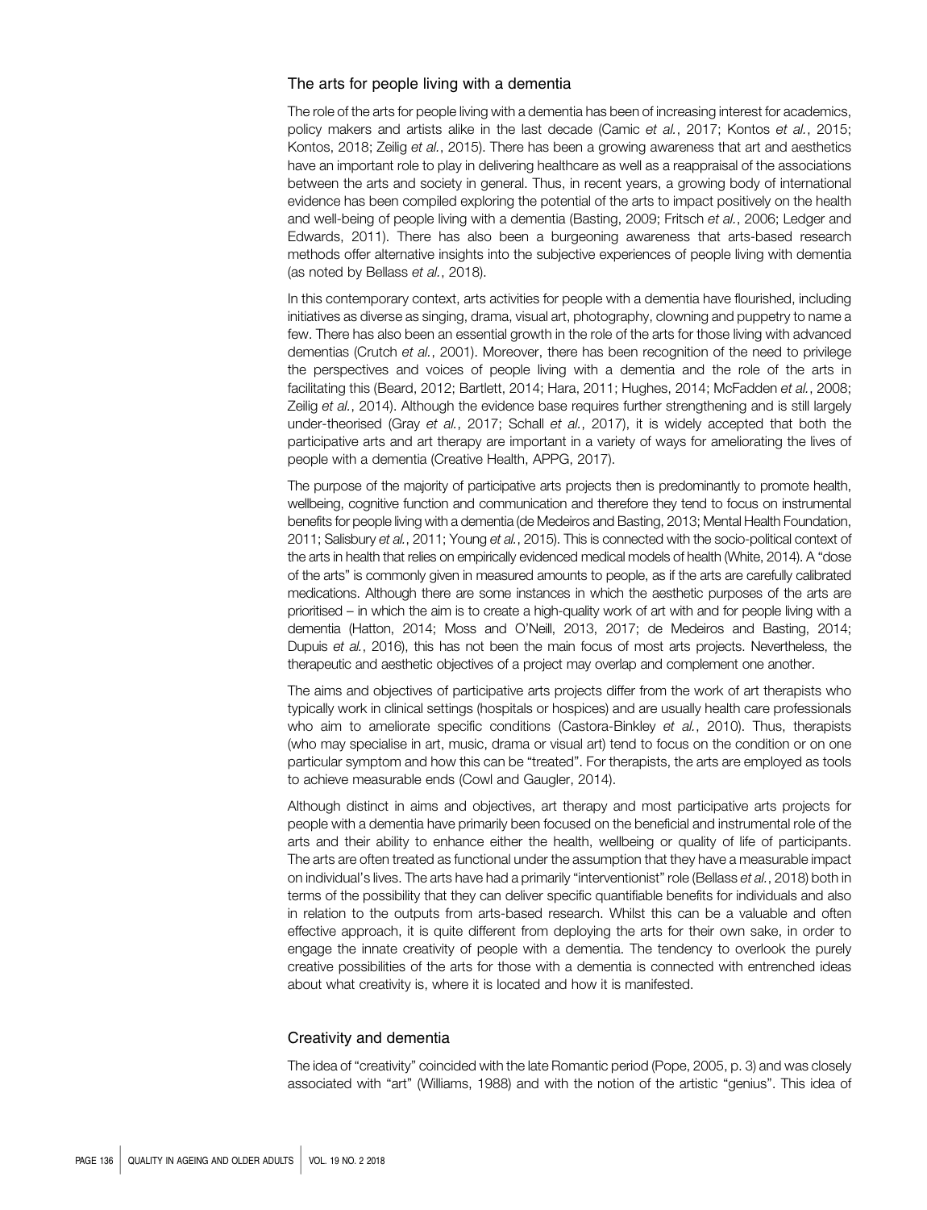## The arts for people living with a dementia

The role of the arts for people living with a dementia has been of increasing interest for academics, policy makers and artists alike in the last decade (Camic *et al.*, 2017; Kontos *et al.*, 2015; Kontos, 2018; Zeilig *et al.*, 2015). There has been a growing awareness that art and aesthetics have an important role to play in delivering healthcare as well as a reappraisal of the associations between the arts and society in general. Thus, in recent years, a growing body of international evidence has been compiled exploring the potential of the arts to impact positively on the health and well-being of people living with a dementia (Basting, 2009; Fritsch *et al.*, 2006; Ledger and Edwards, 2011). There has also been a burgeoning awareness that arts-based research methods offer alternative insights into the subjective experiences of people living with dementia (as noted by Bellass *et al.*, 2018).

In this contemporary context, arts activities for people with a dementia have flourished, including initiatives as diverse as singing, drama, visual art, photography, clowning and puppetry to name a few. There has also been an essential growth in the role of the arts for those living with advanced dementias (Crutch *et al.*, 2001). Moreover, there has been recognition of the need to privilege the perspectives and voices of people living with a dementia and the role of the arts in facilitating this (Beard, 2012; Bartlett, 2014; Hara, 2011; Hughes, 2014; McFadden *et al.*, 2008; Zeilig *et al.*, 2014). Although the evidence base requires further strengthening and is still largely under-theorised (Gray *et al.*, 2017; Schall *et al.*, 2017), it is widely accepted that both the participative arts and art therapy are important in a variety of ways for ameliorating the lives of people with a dementia (Creative Health, APPG, 2017).

The purpose of the majority of participative arts projects then is predominantly to promote health, wellbeing, cognitive function and communication and therefore they tend to focus on instrumental benefits for people living with a dementia (de Medeiros and Basting, 2013; Mental Health Foundation, 2011; Salisbury *et al.*, 2011; Young *et al.*, 2015). This is connected with the socio-political context of the arts in health that relies on empirically evidenced medical models of health (White, 2014). A "dose of the arts" is commonly given in measured amounts to people, as if the arts are carefully calibrated medications. Although there are some instances in which the aesthetic purposes of the arts are prioritised – in which the aim is to create a high-quality work of art with and for people living with a dementia (Hatton, 2014; Moss and O'Neill, 2013, 2017; de Medeiros and Basting, 2014; Dupuis *et al.*, 2016), this has not been the main focus of most arts projects. Nevertheless, the therapeutic and aesthetic objectives of a project may overlap and complement one another.

The aims and objectives of participative arts projects differ from the work of art therapists who typically work in clinical settings (hospitals or hospices) and are usually health care professionals who aim to ameliorate specific conditions (Castora-Binkley *et al.*, 2010). Thus, therapists (who may specialise in art, music, drama or visual art) tend to focus on the condition or on one particular symptom and how this can be "treated". For therapists, the arts are employed as tools to achieve measurable ends (Cowl and Gaugler, 2014).

Although distinct in aims and objectives, art therapy and most participative arts projects for people with a dementia have primarily been focused on the beneficial and instrumental role of the arts and their ability to enhance either the health, wellbeing or quality of life of participants. The arts are often treated as functional under the assumption that they have a measurable impact on individual's lives. The arts have had a primarily "interventionist" role (Bellass *et al.*, 2018) both in terms of the possibility that they can deliver specific quantifiable benefits for individuals and also in relation to the outputs from arts-based research. Whilst this can be a valuable and often effective approach, it is quite different from deploying the arts for their own sake, in order to engage the innate creativity of people with a dementia. The tendency to overlook the purely creative possibilities of the arts for those with a dementia is connected with entrenched ideas about what creativity is, where it is located and how it is manifested.

## Creativity and dementia

The idea of "creativity" coincided with the late Romantic period (Pope, 2005, p. 3) and was closely associated with "art" (Williams, 1988) and with the notion of the artistic "genius". This idea of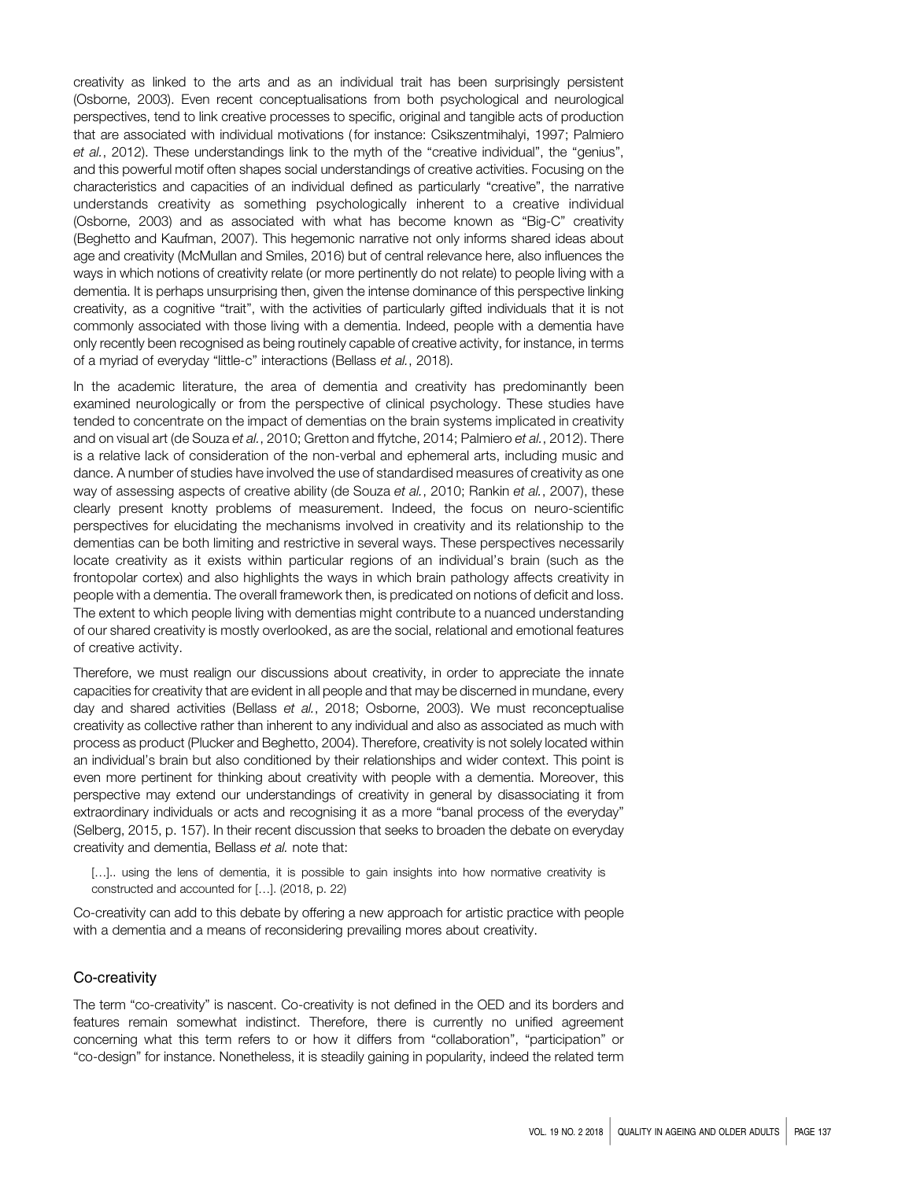creativity as linked to the arts and as an individual trait has been surprisingly persistent (Osborne, 2003). Even recent conceptualisations from both psychological and neurological perspectives, tend to link creative processes to specific, original and tangible acts of production that are associated with individual motivations (for instance: Csikszentmihalyi, 1997; Palmiero *et al.*, 2012). These understandings link to the myth of the "creative individual", the "genius", and this powerful motif often shapes social understandings of creative activities. Focusing on the characteristics and capacities of an individual defined as particularly "creative", the narrative understands creativity as something psychologically inherent to a creative individual (Osborne, 2003) and as associated with what has become known as "Big-C" creativity (Beghetto and Kaufman, 2007). This hegemonic narrative not only informs shared ideas about age and creativity (McMullan and Smiles, 2016) but of central relevance here, also influences the ways in which notions of creativity relate (or more pertinently do not relate) to people living with a dementia. It is perhaps unsurprising then, given the intense dominance of this perspective linking creativity, as a cognitive "trait", with the activities of particularly gifted individuals that it is not commonly associated with those living with a dementia. Indeed, people with a dementia have only recently been recognised as being routinely capable of creative activity, for instance, in terms of a myriad of everyday "little-c" interactions (Bellass *et al.*, 2018).

In the academic literature, the area of dementia and creativity has predominantly been examined neurologically or from the perspective of clinical psychology. These studies have tended to concentrate on the impact of dementias on the brain systems implicated in creativity and on visual art (de Souza *et al.*, 2010; Gretton and ffytche, 2014; Palmiero *et al.*, 2012). There is a relative lack of consideration of the non-verbal and ephemeral arts, including music and dance. A number of studies have involved the use of standardised measures of creativity as one way of assessing aspects of creative ability (de Souza *et al.*, 2010; Rankin *et al.*, 2007), these clearly present knotty problems of measurement. Indeed, the focus on neuro-scientific perspectives for elucidating the mechanisms involved in creativity and its relationship to the dementias can be both limiting and restrictive in several ways. These perspectives necessarily locate creativity as it exists within particular regions of an individual's brain (such as the frontopolar cortex) and also highlights the ways in which brain pathology affects creativity in people with a dementia. The overall framework then, is predicated on notions of deficit and loss. The extent to which people living with dementias might contribute to a nuanced understanding of our shared creativity is mostly overlooked, as are the social, relational and emotional features of creative activity.

Therefore, we must realign our discussions about creativity, in order to appreciate the innate capacities for creativity that are evident in all people and that may be discerned in mundane, every day and shared activities (Bellass *et al.*, 2018; Osborne, 2003). We must reconceptualise creativity as collective rather than inherent to any individual and also as associated as much with process as product (Plucker and Beghetto, 2004). Therefore, creativity is not solely located within an individual's brain but also conditioned by their relationships and wider context. This point is even more pertinent for thinking about creativity with people with a dementia. Moreover, this perspective may extend our understandings of creativity in general by disassociating it from extraordinary individuals or acts and recognising it as a more "banal process of the everyday" (Selberg, 2015, p. 157). In their recent discussion that seeks to broaden the debate on everyday creativity and dementia, Bellass *et al.* note that:

> […].. using the lens of dementia, it is possible to gain insights into how normative creativity is constructed and accounted for […]. (2018, p. 22)

Co-creativity can add to this debate by offering a new approach for artistic practice with people with a dementia and a means of reconsidering prevailing mores about creativity.

## Co-creativity

The term "co-creativity" is nascent. Co-creativity is not defined in the OED and its borders and features remain somewhat indistinct. Therefore, there is currently no unified agreement concerning what this term refers to or how it differs from "collaboration", "participation" or "co-design" for instance. Nonetheless, it is steadily gaining in popularity, indeed the related term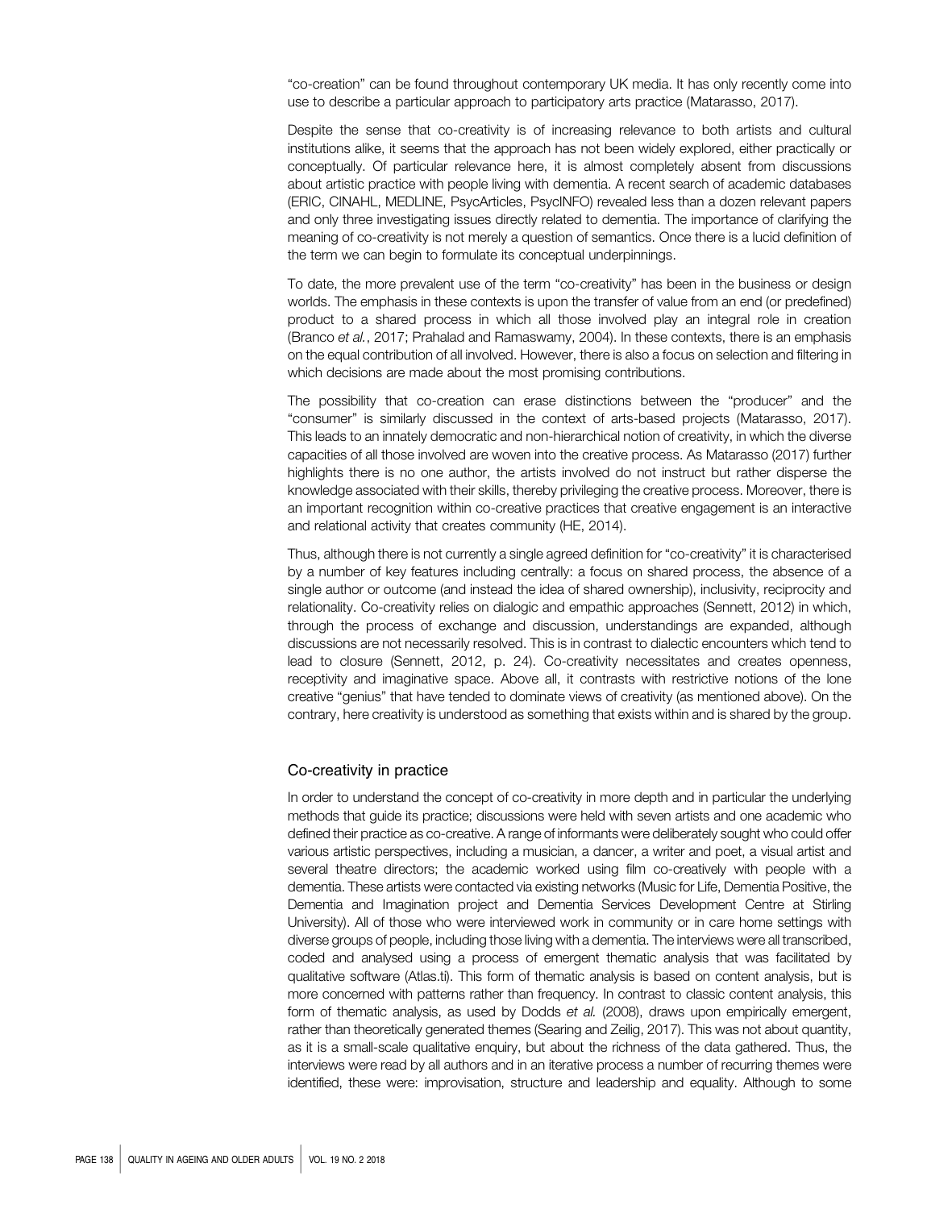"co-creation" can be found throughout contemporary UK media. It has only recently come into use to describe a particular approach to participatory arts practice (Matarasso, 2017).

Despite the sense that co-creativity is of increasing relevance to both artists and cultural institutions alike, it seems that the approach has not been widely explored, either practically or conceptually. Of particular relevance here, it is almost completely absent from discussions about artistic practice with people living with dementia. A recent search of academic databases (ERIC, CINAHL, MEDLINE, PsycArticles, PsycINFO) revealed less than a dozen relevant papers and only three investigating issues directly related to dementia. The importance of clarifying the meaning of co-creativity is not merely a question of semantics. Once there is a lucid definition of the term we can begin to formulate its conceptual underpinnings.

To date, the more prevalent use of the term "co-creativity" has been in the business or design worlds. The emphasis in these contexts is upon the transfer of value from an end (or predefined) product to a shared process in which all those involved play an integral role in creation (Branco *et al.*, 2017; Prahalad and Ramaswamy, 2004). In these contexts, there is an emphasis on the equal contribution of all involved. However, there is also a focus on selection and filtering in which decisions are made about the most promising contributions.

The possibility that co-creation can erase distinctions between the "producer" and the "consumer" is similarly discussed in the context of arts-based projects (Matarasso, 2017). This leads to an innately democratic and non-hierarchical notion of creativity, in which the diverse capacities of all those involved are woven into the creative process. As Matarasso (2017) further highlights there is no one author, the artists involved do not instruct but rather disperse the knowledge associated with their skills, thereby privileging the creative process. Moreover, there is an important recognition within co-creative practices that creative engagement is an interactive and relational activity that creates community (HE, 2014).

Thus, although there is not currently a single agreed definition for "co-creativity" it is characterised by a number of key features including centrally: a focus on shared process, the absence of a single author or outcome (and instead the idea of shared ownership), inclusivity, reciprocity and relationality. Co-creativity relies on dialogic and empathic approaches (Sennett, 2012) in which, through the process of exchange and discussion, understandings are expanded, although discussions are not necessarily resolved. This is in contrast to dialectic encounters which tend to lead to closure (Sennett, 2012, p. 24). Co-creativity necessitates and creates openness, receptivity and imaginative space. Above all, it contrasts with restrictive notions of the lone creative "genius" that have tended to dominate views of creativity (as mentioned above). On the contrary, here creativity is understood as something that exists within and is shared by the group.

## Co-creativity in practice

In order to understand the concept of co-creativity in more depth and in particular the underlying methods that guide its practice; discussions were held with seven artists and one academic who defined their practice as co-creative. A range of informants were deliberately sought who could offer various artistic perspectives, including a musician, a dancer, a writer and poet, a visual artist and several theatre directors; the academic worked using film co-creatively with people with a dementia. These artists were contacted via existing networks (Music for Life, Dementia Positive, the Dementia and Imagination project and Dementia Services Development Centre at Stirling University). All of those who were interviewed work in community or in care home settings with diverse groups of people, including those living with a dementia. The interviews were all transcribed, coded and analysed using a process of emergent thematic analysis that was facilitated by qualitative software (Atlas.ti). This form of thematic analysis is based on content analysis, but is more concerned with patterns rather than frequency. In contrast to classic content analysis, this form of thematic analysis, as used by Dodds *et al.* (2008), draws upon empirically emergent, rather than theoretically generated themes (Searing and Zeilig, 2017). This was not about quantity, as it is a small-scale qualitative enquiry, but about the richness of the data gathered. Thus, the interviews were read by all authors and in an iterative process a number of recurring themes were identified, these were: improvisation, structure and leadership and equality. Although to some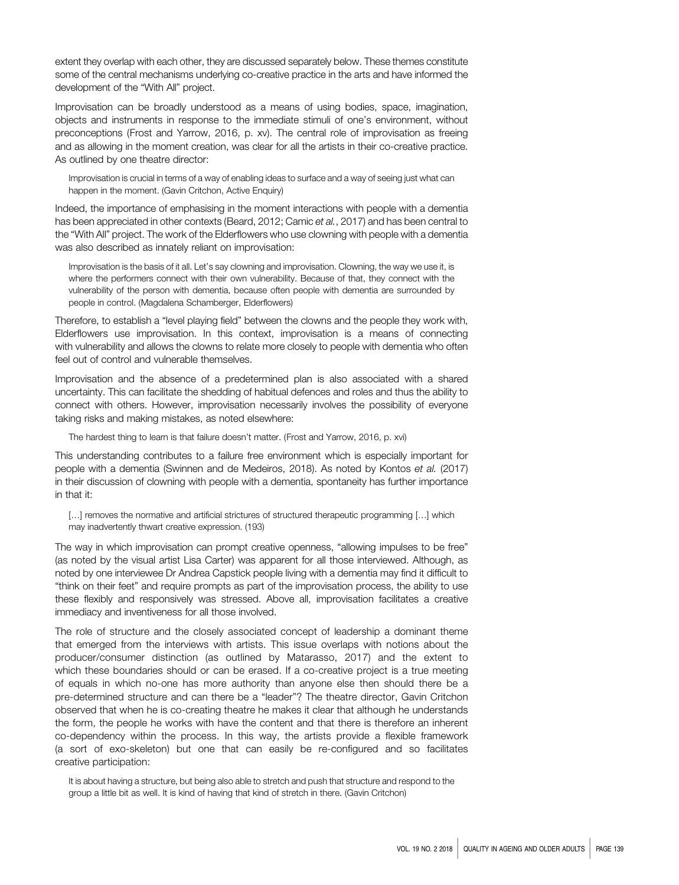extent they overlap with each other, they are discussed separately below. These themes constitute some of the central mechanisms underlying co-creative practice in the arts and have informed the development of the "With All" project.

Improvisation can be broadly understood as a means of using bodies, space, imagination, objects and instruments in response to the immediate stimuli of one's environment, without preconceptions (Frost and Yarrow, 2016, p. xv). The central role of improvisation as freeing and as allowing in the moment creation, was clear for all the artists in their co-creative practice. As outlined by one theatre director:

> Improvisation is crucial in terms of a way of enabling ideas to surface and a way of seeing just what can happen in the moment. (Gavin Critchon, Active Enquiry)

Indeed, the importance of emphasising in the moment interactions with people with a dementia has been appreciated in other contexts (Beard, 2012; Camic *et al.*, 2017) and has been central to the "With All" project. The work of the Elderflowers who use clowning with people with a dementia was also described as innately reliant on improvisation:

> Improvisation is the basis of it all. Let's say clowning and improvisation. Clowning, the way we use it, is where the performers connect with their own vulnerability. Because of that, they connect with the vulnerability of the person with dementia, because often people with dementia are surrounded by people in control. (Magdalena Schamberger, Elderflowers)

Therefore, to establish a "level playing field" between the clowns and the people they work with, Elderflowers use improvisation. In this context, improvisation is a means of connecting with vulnerability and allows the clowns to relate more closely to people with dementia who often feel out of control and vulnerable themselves.

Improvisation and the absence of a predetermined plan is also associated with a shared uncertainty. This can facilitate the shedding of habitual defences and roles and thus the ability to connect with others. However, improvisation necessarily involves the possibility of everyone taking risks and making mistakes, as noted elsewhere:

> The hardest thing to learn is that failure doesn't matter. (Frost and Yarrow, 2016, p. xvi)

This understanding contributes to a failure free environment which is especially important for people with a dementia (Swinnen and de Medeiros, 2018). As noted by Kontos *et al.* (2017) in their discussion of clowning with people with a dementia, spontaneity has further importance in that it:

> […] removes the normative and artificial strictures of structured therapeutic programming […] which may inadvertently thwart creative expression. (193)

The way in which improvisation can prompt creative openness, "allowing impulses to be free" (as noted by the visual artist Lisa Carter) was apparent for all those interviewed. Although, as noted by one interviewee Dr Andrea Capstick people living with a dementia may find it difficult to "think on their feet" and require prompts as part of the improvisation process, the ability to use these flexibly and responsively was stressed. Above all, improvisation facilitates a creative immediacy and inventiveness for all those involved.

The role of structure and the closely associated concept of leadership a dominant theme that emerged from the interviews with artists. This issue overlaps with notions about the producer/consumer distinction (as outlined by Matarasso, 2017) and the extent to which these boundaries should or can be erased. If a co-creative project is a true meeting of equals in which no-one has more authority than anyone else then should there be a pre-determined structure and can there be a "leader"? The theatre director, Gavin Critchon observed that when he is co-creating theatre he makes it clear that although he understands the form, the people he works with have the content and that there is therefore an inherent co-dependency within the process. In this way, the artists provide a flexible framework (a sort of exo-skeleton) but one that can easily be re-configured and so facilitates creative participation:

> It is about having a structure, but being also able to stretch and push that structure and respond to the group a little bit as well. It is kind of having that kind of stretch in there. (Gavin Critchon)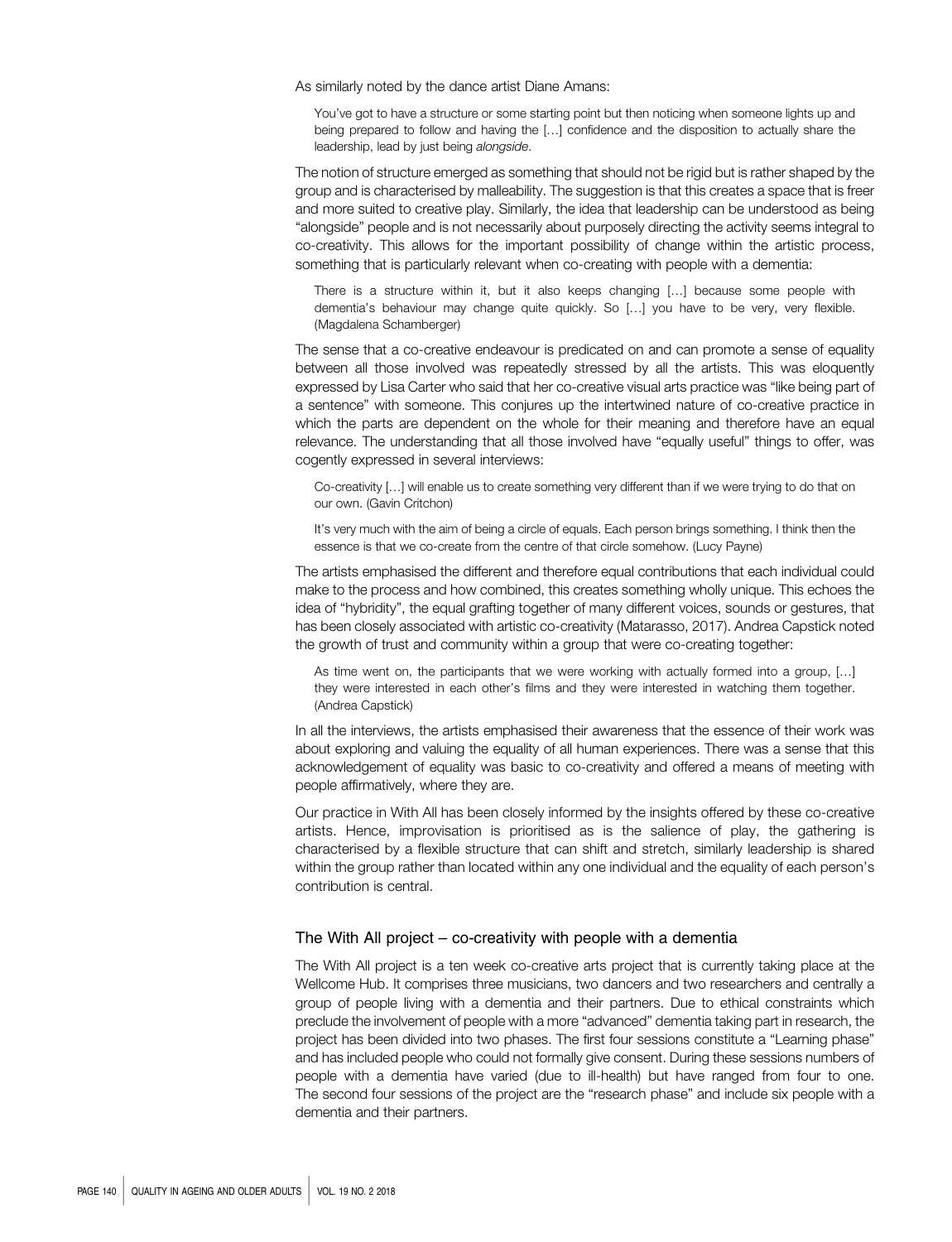As similarly noted by the dance artist Diane Amans:

> You've got to have a structure or some starting point but then noticing when someone lights up and being prepared to follow and having the […] confidence and the disposition to actually share the leadership, lead by just being *alongside*.

The notion of structure emerged as something that should not be rigid but is rather shaped by the group and is characterised by malleability. The suggestion is that this creates a space that is freer and more suited to creative play. Similarly, the idea that leadership can be understood as being "alongside" people and is not necessarily about purposely directing the activity seems integral to co-creativity. This allows for the important possibility of change within the artistic process, something that is particularly relevant when co-creating with people with a dementia:

> There is a structure within it, but it also keeps changing […] because some people with dementia's behaviour may change quite quickly. So […] you have to be very, very flexible. (Magdalena Schamberger)

The sense that a co-creative endeavour is predicated on and can promote a sense of equality between all those involved was repeatedly stressed by all the artists. This was eloquently expressed by Lisa Carter who said that her co-creative visual arts practice was "like being part of a sentence" with someone. This conjures up the intertwined nature of co-creative practice in which the parts are dependent on the whole for their meaning and therefore have an equal relevance. The understanding that all those involved have "equally useful" things to offer, was cogently expressed in several interviews:

> Co-creativity […] will enable us to create something very different than if we were trying to do that on our own. (Gavin Critchon)

> It's very much with the aim of being a circle of equals. Each person brings something. I think then the essence is that we co-create from the centre of that circle somehow. (Lucy Payne)

The artists emphasised the different and therefore equal contributions that each individual could make to the process and how combined, this creates something wholly unique. This echoes the idea of "hybridity", the equal grafting together of many different voices, sounds or gestures, that has been closely associated with artistic co-creativity (Matarasso, 2017). Andrea Capstick noted the growth of trust and community within a group that were co-creating together:

> As time went on, the participants that we were working with actually formed into a group, […] they were interested in each other's films and they were interested in watching them together. (Andrea Capstick)

In all the interviews, the artists emphasised their awareness that the essence of their work was about exploring and valuing the equality of all human experiences. There was a sense that this acknowledgement of equality was basic to co-creativity and offered a means of meeting with people affirmatively, where they are.

Our practice in With All has been closely informed by the insights offered by these co-creative artists. Hence, improvisation is prioritised as is the salience of play, the gathering is characterised by a flexible structure that can shift and stretch, similarly leadership is shared within the group rather than located within any one individual and the equality of each person's contribution is central.

## The With All project – co-creativity with people with a dementia

The With All project is a ten week co-creative arts project that is currently taking place at the Wellcome Hub. It comprises three musicians, two dancers and two researchers and centrally a group of people living with a dementia and their partners. Due to ethical constraints which preclude the involvement of people with a more "advanced" dementia taking part in research, the project has been divided into two phases. The first four sessions constitute a "Learning phase" and has included people who could not formally give consent. During these sessions numbers of people with a dementia have varied (due to ill-health) but have ranged from four to one. The second four sessions of the project are the "research phase" and include six people with a dementia and their partners.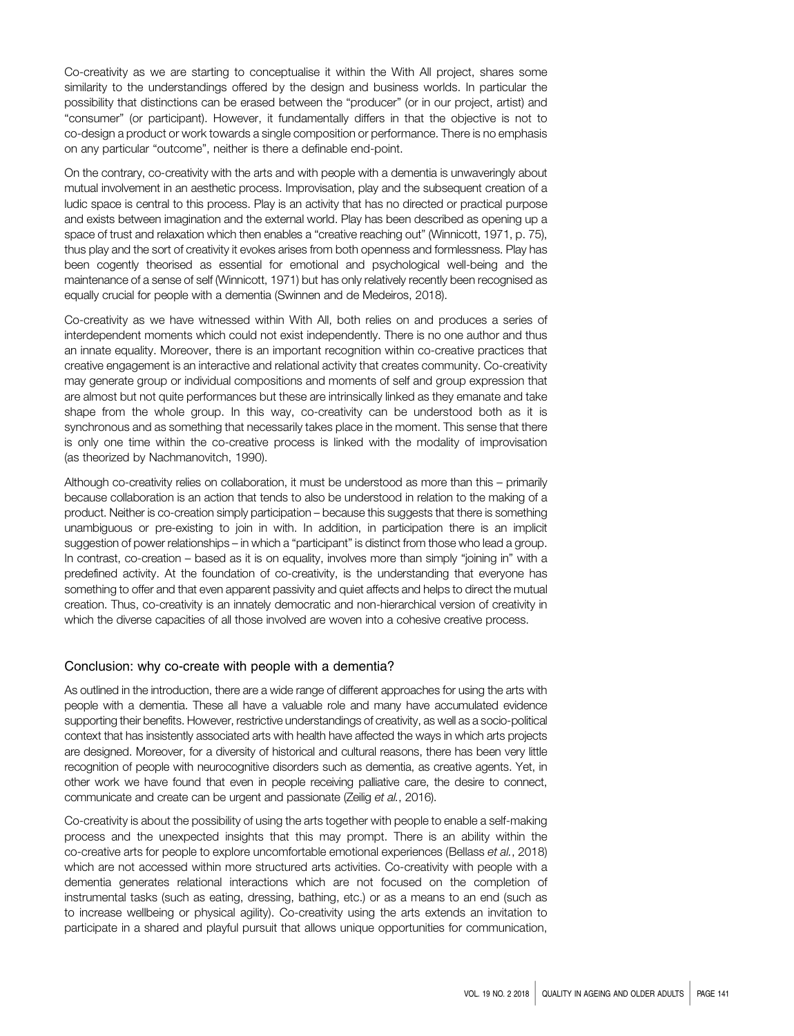Co-creativity as we are starting to conceptualise it within the With All project, shares some similarity to the understandings offered by the design and business worlds. In particular the possibility that distinctions can be erased between the "producer" (or in our project, artist) and "consumer" (or participant). However, it fundamentally differs in that the objective is not to co-design a product or work towards a single composition or performance. There is no emphasis on any particular "outcome", neither is there a definable end-point.

On the contrary, co-creativity with the arts and with people with a dementia is unwaveringly about mutual involvement in an aesthetic process. Improvisation, play and the subsequent creation of a ludic space is central to this process. Play is an activity that has no directed or practical purpose and exists between imagination and the external world. Play has been described as opening up a space of trust and relaxation which then enables a "creative reaching out" (Winnicott, 1971, p. 75), thus play and the sort of creativity it evokes arises from both openness and formlessness. Play has been cogently theorised as essential for emotional and psychological well-being and the maintenance of a sense of self (Winnicott, 1971) but has only relatively recently been recognised as equally crucial for people with a dementia (Swinnen and de Medeiros, 2018).

Co-creativity as we have witnessed within With All, both relies on and produces a series of interdependent moments which could not exist independently. There is no one author and thus an innate equality. Moreover, there is an important recognition within co-creative practices that creative engagement is an interactive and relational activity that creates community. Co-creativity may generate group or individual compositions and moments of self and group expression that are almost but not quite performances but these are intrinsically linked as they emanate and take shape from the whole group. In this way, co-creativity can be understood both as it is synchronous and as something that necessarily takes place in the moment. This sense that there is only one time within the co-creative process is linked with the modality of improvisation (as theorized by Nachmanovitch, 1990).

Although co-creativity relies on collaboration, it must be understood as more than this – primarily because collaboration is an action that tends to also be understood in relation to the making of a product. Neither is co-creation simply participation – because this suggests that there is something unambiguous or pre-existing to join in with. In addition, in participation there is an implicit suggestion of power relationships – in which a "participant" is distinct from those who lead a group. In contrast, co-creation – based as it is on equality, involves more than simply "joining in" with a predefined activity. At the foundation of co-creativity, is the understanding that everyone has something to offer and that even apparent passivity and quiet affects and helps to direct the mutual creation. Thus, co-creativity is an innately democratic and non-hierarchical version of creativity in which the diverse capacities of all those involved are woven into a cohesive creative process.

## Conclusion: why co-create with people with a dementia?

As outlined in the introduction, there are a wide range of different approaches for using the arts with people with a dementia. These all have a valuable role and many have accumulated evidence supporting their benefits. However, restrictive understandings of creativity, as well as a socio-political context that has insistently associated arts with health have affected the ways in which arts projects are designed. Moreover, for a diversity of historical and cultural reasons, there has been very little recognition of people with neurocognitive disorders such as dementia, as creative agents. Yet, in other work we have found that even in people receiving palliative care, the desire to connect, communicate and create can be urgent and passionate (Zeilig *et al.*, 2016).

Co-creativity is about the possibility of using the arts together with people to enable a self-making process and the unexpected insights that this may prompt. There is an ability within the co-creative arts for people to explore uncomfortable emotional experiences (Bellass *et al.*, 2018) which are not accessed within more structured arts activities. Co-creativity with people with a dementia generates relational interactions which are not focused on the completion of instrumental tasks (such as eating, dressing, bathing, etc.) or as a means to an end (such as to increase wellbeing or physical agility). Co-creativity using the arts extends an invitation to participate in a shared and playful pursuit that allows unique opportunities for communication,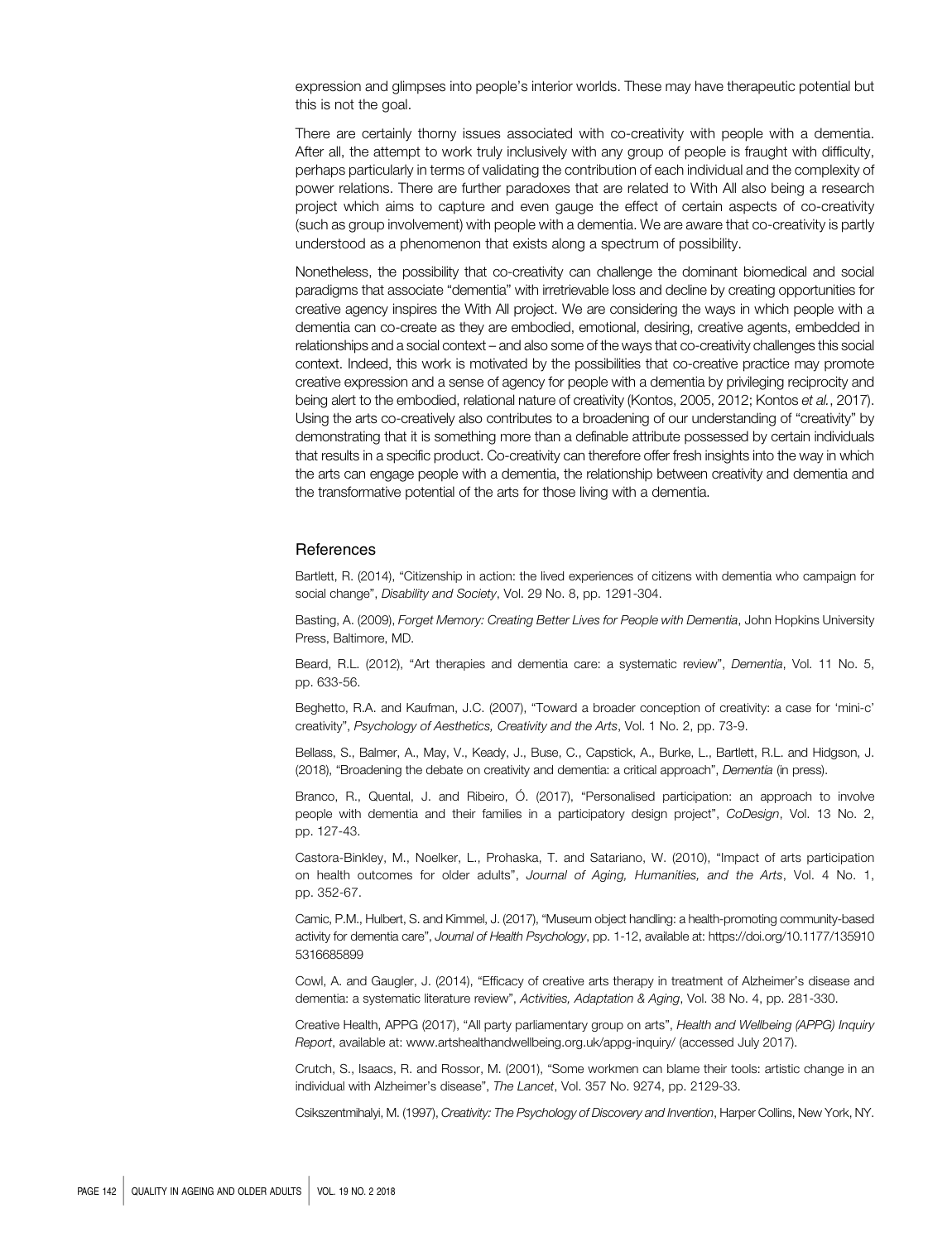expression and glimpses into people's interior worlds. These may have therapeutic potential but this is not the goal.

There are certainly thorny issues associated with co-creativity with people with a dementia. After all, the attempt to work truly inclusively with any group of people is fraught with difficulty, perhaps particularly in terms of validating the contribution of each individual and the complexity of power relations. There are further paradoxes that are related to With All also being a research project which aims to capture and even gauge the effect of certain aspects of co-creativity (such as group involvement) with people with a dementia. We are aware that co-creativity is partly understood as a phenomenon that exists along a spectrum of possibility.

Nonetheless, the possibility that co-creativity can challenge the dominant biomedical and social paradigms that associate "dementia" with irretrievable loss and decline by creating opportunities for creative agency inspires the With All project. We are considering the ways in which people with a dementia can co-create as they are embodied, emotional, desiring, creative agents, embedded in relationships and a social context – and also some of the ways that co-creativity challenges this social context. Indeed, this work is motivated by the possibilities that co-creative practice may promote creative expression and a sense of agency for people with a dementia by privileging reciprocity and being alert to the embodied, relational nature of creativity (Kontos, 2005, 2012; Kontos *et al.*, 2017). Using the arts co-creatively also contributes to a broadening of our understanding of "creativity" by demonstrating that it is something more than a definable attribute possessed by certain individuals that results in a specific product. Co-creativity can therefore offer fresh insights into the way in which the arts can engage people with a dementia, the relationship between creativity and dementia and the transformative potential of the arts for those living with a dementia.

## References

Bartlett, R. (2014), "Citizenship in action: the lived experiences of citizens with dementia who campaign for social change", *Disability and Society*, Vol. 29 No. 8, pp. 1291-304.

Basting, A. (2009), *Forget Memory: Creating Better Lives for People with Dementia*, John Hopkins University Press, Baltimore, MD.

Beard, R.L. (2012), "Art therapies and dementia care: a systematic review", *Dementia*, Vol. 11 No. 5, pp. 633-56.

Beghetto, R.A. and Kaufman, J.C. (2007), "Toward a broader conception of creativity: a case for 'mini-c' creativity", *Psychology of Aesthetics, Creativity and the Arts*, Vol. 1 No. 2, pp. 73-9.

Bellass, S., Balmer, A., May, V., Keady, J., Buse, C., Capstick, A., Burke, L., Bartlett, R.L. and Hidgson, J. (2018), "Broadening the debate on creativity and dementia: a critical approach", *Dementia* (in press).

Branco, R., Quental, J. and Ribeiro, Ó. (2017), "Personalised participation: an approach to involve people with dementia and their families in a participatory design project", *CoDesign*, Vol. 13 No. 2, pp. 127-43.

Castora-Binkley, M., Noelker, L., Prohaska, T. and Satariano, W. (2010), "Impact of arts participation on health outcomes for older adults", *Journal of Aging, Humanities, and the Arts*, Vol. 4 No. 1, pp. 352-67.

Camic, P.M., Hulbert, S. and Kimmel, J. (2017), "Museum object handling: a health-promoting community-based activity for dementia care", *Journal of Health Psychology*, pp. 1-12, available at: https://doi.org/10.1177/1359105316685899

Cowl, A. and Gaugler, J. (2014), "Efficacy of creative arts therapy in treatment of Alzheimer's disease and dementia: a systematic literature review", *Activities, Adaptation & Aging*, Vol. 38 No. 4, pp. 281-330.

Creative Health, APPG (2017), "All party parliamentary group on arts", *Health and Wellbeing (APPG) Inquiry Report*, available at: www.artshealthandwellbeing.org.uk/appg-inquiry/ (accessed July 2017).

Crutch, S., Isaacs, R. and Rossor, M. (2001), "Some workmen can blame their tools: artistic change in an individual with Alzheimer's disease", *The Lancet*, Vol. 357 No. 9274, pp. 2129-33.

Csikszentmihalyi, M. (1997), *Creativity: The Psychology of Discovery and Invention*, Harper Collins, New York, NY.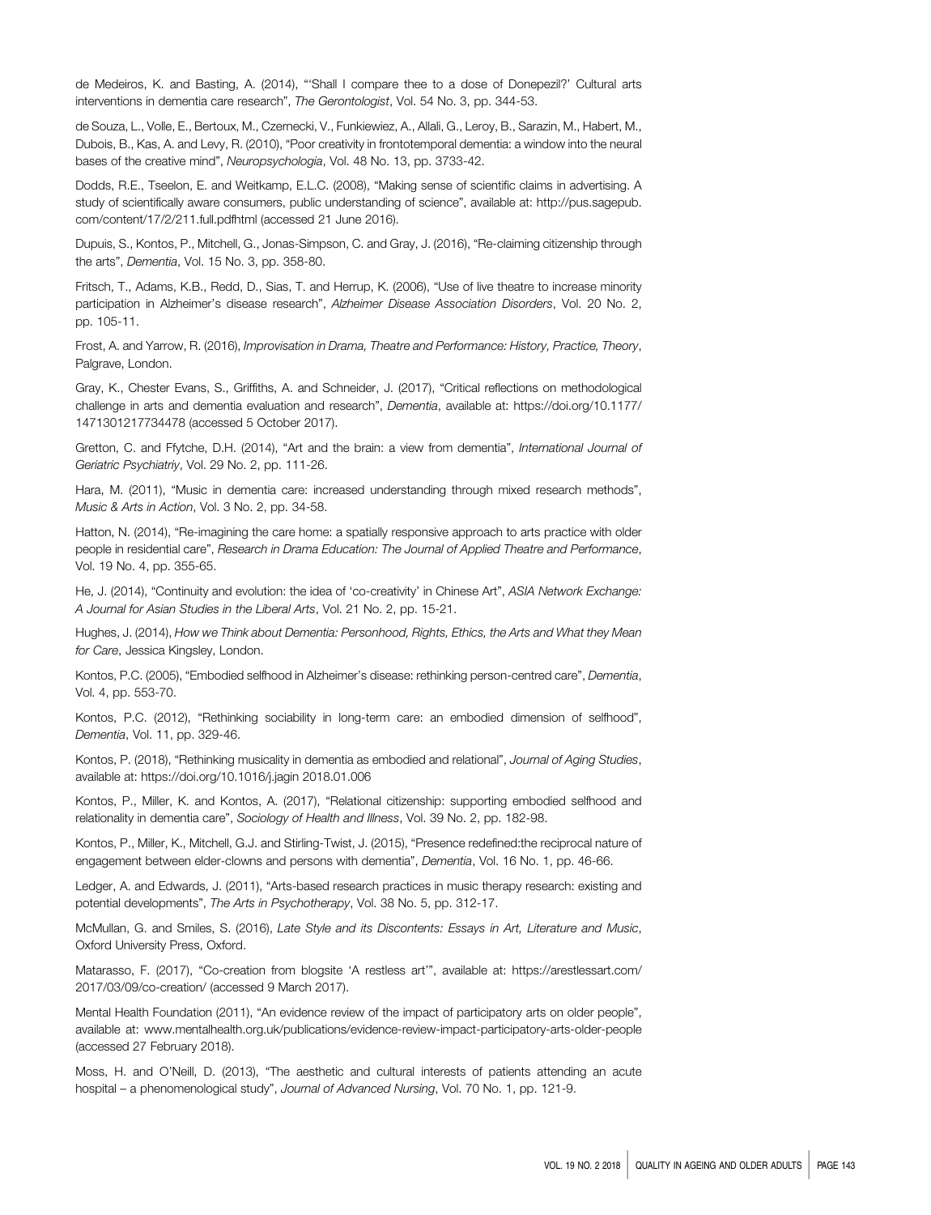de Medeiros, K. and Basting, A. (2014), "'Shall I compare thee to a dose of Donepezil?' Cultural arts interventions in dementia care research", *The Gerontologist*, Vol. 54 No. 3, pp. 344-53.

de Souza, L., Volle, E., Bertoux, M., Czernecki, V., Funkiewiez, A., Allali, G., Leroy, B., Sarazin, M., Habert, M., Dubois, B., Kas, A. and Levy, R. (2010), "Poor creativity in frontotemporal dementia: a window into the neural bases of the creative mind", *Neuropsychologia*, Vol. 48 No. 13, pp. 3733-42.

Dodds, R.E., Tseelon, E. and Weitkamp, E.L.C. (2008), "Making sense of scientific claims in advertising. A study of scientifically aware consumers, public understanding of science", available at: http://pus.sagepub.com/content/17/2/211.full.pdfhtml (accessed 21 June 2016).

Dupuis, S., Kontos, P., Mitchell, G., Jonas-Simpson, C. and Gray, J. (2016), "Re-claiming citizenship through the arts", *Dementia*, Vol. 15 No. 3, pp. 358-80.

Fritsch, T., Adams, K.B., Redd, D., Sias, T. and Herrup, K. (2006), "Use of live theatre to increase minority participation in Alzheimer's disease research", *Alzheimer Disease Association Disorders*, Vol. 20 No. 2, pp. 105-11.

Frost, A. and Yarrow, R. (2016), *Improvisation in Drama, Theatre and Performance: History, Practice, Theory*, Palgrave, London.

Gray, K., Chester Evans, S., Griffiths, A. and Schneider, J. (2017), "Critical reflections on methodological challenge in arts and dementia evaluation and research", *Dementia*, available at: https://doi.org/10.1177/1471301217734478 (accessed 5 October 2017).

Gretton, C. and Ffytche, D.H. (2014), "Art and the brain: a view from dementia", *International Journal of Geriatric Psychiatriy*, Vol. 29 No. 2, pp. 111-26.

Hara, M. (2011), "Music in dementia care: increased understanding through mixed research methods", *Music & Arts in Action*, Vol. 3 No. 2, pp. 34-58.

Hatton, N. (2014), "Re-imagining the care home: a spatially responsive approach to arts practice with older people in residential care", *Research in Drama Education: The Journal of Applied Theatre and Performance*, Vol. 19 No. 4, pp. 355-65.

He, J. (2014), "Continuity and evolution: the idea of 'co-creativity' in Chinese Art", *ASIA Network Exchange: A Journal for Asian Studies in the Liberal Arts*, Vol. 21 No. 2, pp. 15-21.

Hughes, J. (2014), *How we Think about Dementia: Personhood, Rights, Ethics, the Arts and What they Mean for Care*, Jessica Kingsley, London.

Kontos, P.C. (2005), "Embodied selfhood in Alzheimer's disease: rethinking person-centred care", *Dementia*, Vol. 4, pp. 553-70.

Kontos, P.C. (2012), "Rethinking sociability in long-term care: an embodied dimension of selfhood", *Dementia*, Vol. 11, pp. 329-46.

Kontos, P. (2018), "Rethinking musicality in dementia as embodied and relational", *Journal of Aging Studies*, available at: https://doi.org/10.1016/j.jagin 2018.01.006

Kontos, P., Miller, K. and Kontos, A. (2017), "Relational citizenship: supporting embodied selfhood and relationality in dementia care", *Sociology of Health and Illness*, Vol. 39 No. 2, pp. 182-98.

Kontos, P., Miller, K., Mitchell, G.J. and Stirling-Twist, J. (2015), "Presence redefined:the reciprocal nature of engagement between elder-clowns and persons with dementia", *Dementia*, Vol. 16 No. 1, pp. 46-66.

Ledger, A. and Edwards, J. (2011), "Arts-based research practices in music therapy research: existing and potential developments", *The Arts in Psychotherapy*, Vol. 38 No. 5, pp. 312-17.

McMullan, G. and Smiles, S. (2016), *Late Style and its Discontents: Essays in Art, Literature and Music*, Oxford University Press, Oxford.

Matarasso, F. (2017), "Co-creation from blogsite 'A restless art'", available at: https://arestlessart.com/2017/03/09/co-creation/ (accessed 9 March 2017).

Mental Health Foundation (2011), "An evidence review of the impact of participatory arts on older people", available at: www.mentalhealth.org.uk/publications/evidence-review-impact-participatory-arts-older-people (accessed 27 February 2018).

Moss, H. and O'Neill, D. (2013), "The aesthetic and cultural interests of patients attending an acute hospital – a phenomenological study", *Journal of Advanced Nursing*, Vol. 70 No. 1, pp. 121-9.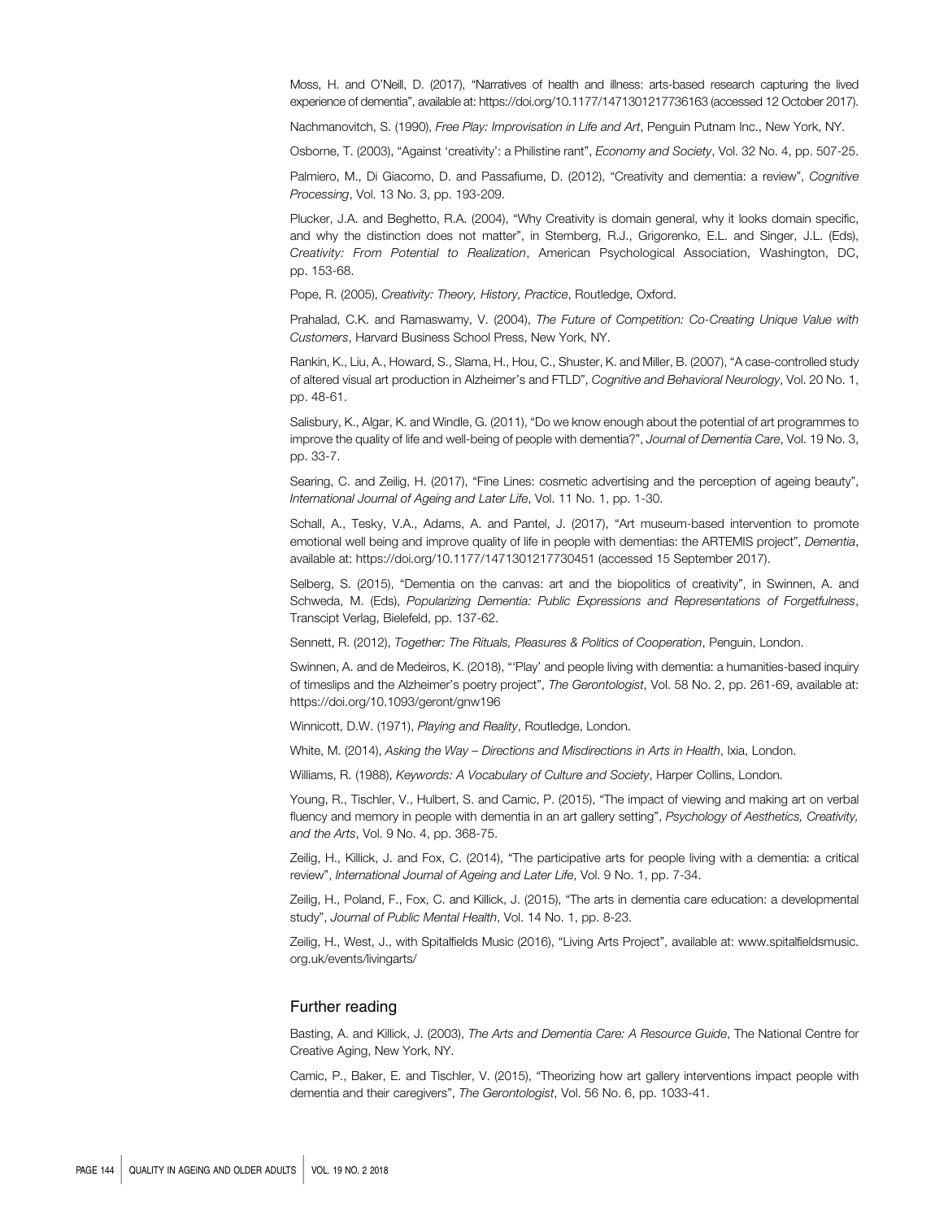Moss, H. and O'Neill, D. (2017), "Narratives of health and illness: arts-based research capturing the lived experience of dementia", available at: https://doi.org/10.1177/1471301217736163 (accessed 12 October 2017).

Nachmanovitch, S. (1990), *Free Play: Improvisation in Life and Art*, Penguin Putnam Inc., New York, NY.

Osborne, T. (2003), "Against 'creativity': a Philistine rant", *Economy and Society*, Vol. 32 No. 4, pp. 507-25.

Palmiero, M., Di Giacomo, D. and Passafiume, D. (2012), "Creativity and dementia: a review", *Cognitive Processing*, Vol. 13 No. 3, pp. 193-209.

Plucker, J.A. and Beghetto, R.A. (2004), "Why Creativity is domain general, why it looks domain specific, and why the distinction does not matter", in Sternberg, R.J., Grigorenko, E.L. and Singer, J.L. (Eds), *Creativity: From Potential to Realization*, American Psychological Association, Washington, DC, pp. 153-68.

Pope, R. (2005), *Creativity: Theory, History, Practice*, Routledge, Oxford.

Prahalad, C.K. and Ramaswamy, V. (2004), *The Future of Competition: Co-Creating Unique Value with Customers*, Harvard Business School Press, New York, NY.

Rankin, K., Liu, A., Howard, S., Slama, H., Hou, C., Shuster, K. and Miller, B. (2007), "A case-controlled study of altered visual art production in Alzheimer's and FTLD", *Cognitive and Behavioral Neurology*, Vol. 20 No. 1, pp. 48-61.

Salisbury, K., Algar, K. and Windle, G. (2011), "Do we know enough about the potential of art programmes to improve the quality of life and well-being of people with dementia?", *Journal of Dementia Care*, Vol. 19 No. 3, pp. 33-7.

Searing, C. and Zeilig, H. (2017), "Fine Lines: cosmetic advertising and the perception of ageing beauty", *International Journal of Ageing and Later Life*, Vol. 11 No. 1, pp. 1-30.

Schall, A., Tesky, V.A., Adams, A. and Pantel, J. (2017), "Art museum-based intervention to promote emotional well being and improve quality of life in people with dementias: the ARTEMIS project", *Dementia*, available at: https://doi.org/10.1177/1471301217730451 (accessed 15 September 2017).

Selberg, S. (2015), "Dementia on the canvas: art and the biopolitics of creativity", in Swinnen, A. and Schweda, M. (Eds), *Popularizing Dementia: Public Expressions and Representations of Forgetfulness*, Transcipt Verlag, Bielefeld, pp. 137-62.

Sennett, R. (2012), *Together: The Rituals, Pleasures & Politics of Cooperation*, Penguin, London.

Swinnen, A. and de Medeiros, K. (2018), "'Play' and people living with dementia: a humanities-based inquiry of timeslips and the Alzheimer's poetry project", *The Gerontologist*, Vol. 58 No. 2, pp. 261-69, available at: https://doi.org/10.1093/geront/gnw196

Winnicott, D.W. (1971), *Playing and Reality*, Routledge, London.

White, M. (2014), *Asking the Way – Directions and Misdirections in Arts in Health*, Ixia, London.

Williams, R. (1988), *Keywords: A Vocabulary of Culture and Society*, Harper Collins, London.

Young, R., Tischler, V., Hulbert, S. and Camic, P. (2015), "The impact of viewing and making art on verbal fluency and memory in people with dementia in an art gallery setting", *Psychology of Aesthetics, Creativity, and the Arts*, Vol. 9 No. 4, pp. 368-75.

Zeilig, H., Killick, J. and Fox, C. (2014), "The participative arts for people living with a dementia: a critical review", *International Journal of Ageing and Later Life*, Vol. 9 No. 1, pp. 7-34.

Zeilig, H., Poland, F., Fox, C. and Killick, J. (2015), "The arts in dementia care education: a developmental study", *Journal of Public Mental Health*, Vol. 14 No. 1, pp. 8-23.

Zeilig, H., West, J., with Spitalfields Music (2016), "Living Arts Project", available at: www.spitalfieldsmusic.org.uk/events/livingarts/

## Further reading

Basting, A. and Killick, J. (2003), *The Arts and Dementia Care: A Resource Guide*, The National Centre for Creative Aging, New York, NY.

Camic, P., Baker, E. and Tischler, V. (2015), "Theorizing how art gallery interventions impact people with dementia and their caregivers", *The Gerontologist*, Vol. 56 No. 6, pp. 1033-41.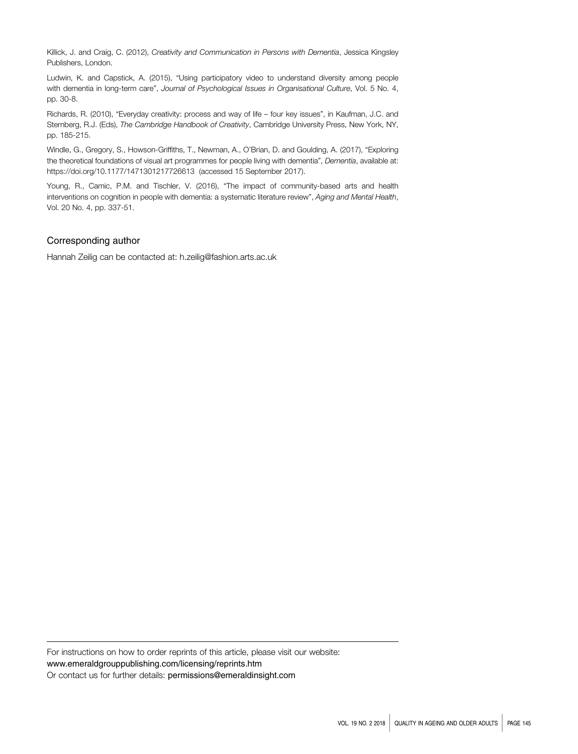Killick, J. and Craig, C. (2012), *Creativity and Communication in Persons with Dementia*, Jessica Kingsley Publishers, London.

Ludwin, K. and Capstick, A. (2015), "Using participatory video to understand diversity among people with dementia in long-term care", *Journal of Psychological Issues in Organisational Culture*, Vol. 5 No. 4, pp. 30-8.

Richards, R. (2010), "Everyday creativity: process and way of life – four key issues", in Kaufman, J.C. and Sternberg, R.J. (Eds), *The Cambridge Handbook of Creativity*, Cambridge University Press, New York, NY, pp. 185-215.

Windle, G., Gregory, S., Howson-Griffiths, T., Newman, A., O'Brian, D. and Goulding, A. (2017), "Exploring the theoretical foundations of visual art programmes for people living with dementia", *Dementia*, available at: https://doi.org/10.1177/1471301217726613 (accessed 15 September 2017).

Young, R., Camic, P.M. and Tischler, V. (2016), "The impact of community-based arts and health interventions on cognition in people with dementia: a systematic literature review", *Aging and Mental Health*, Vol. 20 No. 4, pp. 337-51.

## Corresponding author

Hannah Zeilig can be contacted at: h.zeilig@fashion.arts.ac.uk

---

For instructions on how to order reprints of this article, please visit our website:
www.emeraldgrouppublishing.com/licensing/reprints.htm
Or contact us for further details: permissions@emeraldinsight.com